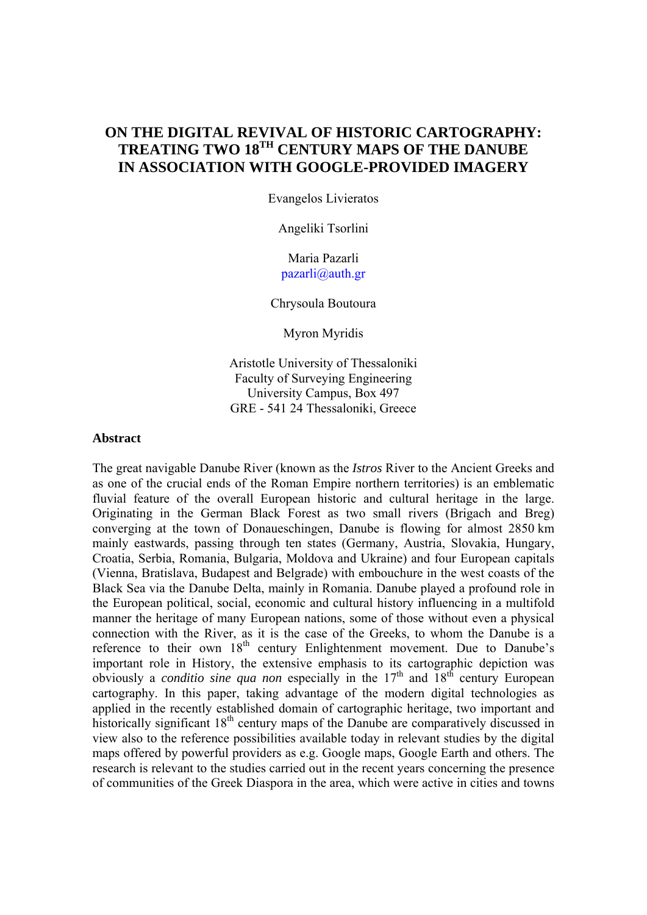# ON THE DIGITAL REVIVAL OF HISTORIC CARTOGRAPHY: TREATING TWO 18TH CENTURY MAPS OF THE DANUBE IN ASSOCIATION WITH GOOGLE-PROVIDED IMAGERY

Evangelos Livieratos

Angeliki Tsorlini

Maria Pazarli
pazarli@auth.gr

Chrysoula Boutoura

Myron Myridis

Aristotle University of Thessaloniki
Faculty of Surveying Engineering
University Campus, Box 497
GRE - 541 24 Thessaloniki, Greece

### Abstract

The great navigable Danube River (known as the *Istros* River to the Ancient Greeks and as one of the crucial ends of the Roman Empire northern territories) is an emblematic fluvial feature of the overall European historic and cultural heritage in the large. Originating in the German Black Forest as two small rivers (Brigach and Breg) converging at the town of Donaueschingen, Danube is flowing for almost 2850 km mainly eastwards, passing through ten states (Germany, Austria, Slovakia, Hungary, Croatia, Serbia, Romania, Bulgaria, Moldova and Ukraine) and four European capitals (Vienna, Bratislava, Budapest and Belgrade) with embouchure in the west coasts of the Black Sea via the Danube Delta, mainly in Romania. Danube played a profound role in the European political, social, economic and cultural history influencing in a multifold manner the heritage of many European nations, some of those without even a physical connection with the River, as it is the case of the Greeks, to whom the Danube is a reference to their own 18th century Enlightenment movement. Due to Danube's important role in History, the extensive emphasis to its cartographic depiction was obviously a *conditio sine qua non* especially in the 17th and 18th century European cartography. In this paper, taking advantage of the modern digital technologies as applied in the recently established domain of cartographic heritage, two important and historically significant 18th century maps of the Danube are comparatively discussed in view also to the reference possibilities available today in relevant studies by the digital maps offered by powerful providers as e.g. Google maps, Google Earth and others. The research is relevant to the studies carried out in the recent years concerning the presence of communities of the Greek Diaspora in the area, which were active in cities and towns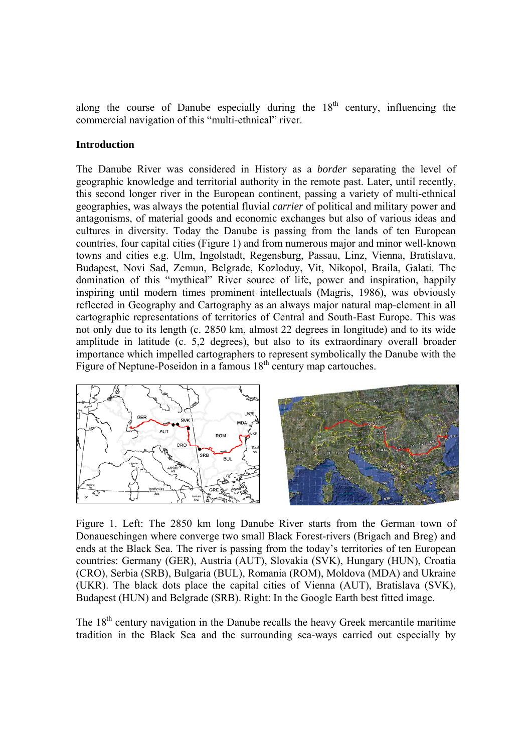along the course of Danube especially during the 18th century, influencing the commercial navigation of this “multi-ethnical” river.

**Introduction**

The Danube River was considered in History as a *border* separating the level of geographic knowledge and territorial authority in the remote past. Later, until recently, this second longer river in the European continent, passing a variety of multi-ethnical geographies, was always the potential fluvial *carrier* of political and military power and antagonisms, of material goods and economic exchanges but also of various ideas and cultures in diversity. Today the Danube is passing from the lands of ten European countries, four capital cities (Figure 1) and from numerous major and minor well-known towns and cities e.g. Ulm, Ingolstadt, Regensburg, Passau, Linz, Vienna, Bratislava, Budapest, Novi Sad, Zemun, Belgrade, Kozloduy, Vit, Nikopol, Braila, Galati. The domination of this “mythical” River source of life, power and inspiration, happily inspiring until modern times prominent intellectuals (Magris, 1986), was obviously reflected in Geography and Cartography as an always major natural map-element in all cartographic representations of territories of Central and South-East Europe. This was not only due to its length (c. 2850 km, almost 22 degrees in longitude) and to its wide amplitude in latitude (c. 5,2 degrees), but also to its extraordinary overall broader importance which impelled cartographers to represent symbolically the Danube with the Figure of Neptune-Poseidon in a famous 18th century map cartouches.

Figure 1. Left: The 2850 km long Danube River starts from the German town of Donaueschingen where converge two small Black Forest-rivers (Brigach and Breg) and ends at the Black Sea. The river is passing from the today’s territories of ten European countries: Germany (GER), Austria (AUT), Slovakia (SVK), Hungary (HUN), Croatia (CRO), Serbia (SRB), Bulgaria (BUL), Romania (ROM), Moldova (MDA) and Ukraine (UKR). The black dots place the capital cities of Vienna (AUT), Bratislava (SVK), Budapest (HUN) and Belgrade (SRB). Right: In the Google Earth best fitted image.

The 18th century navigation in the Danube recalls the heavy Greek mercantile maritime tradition in the Black Sea and the surrounding sea-ways carried out especially by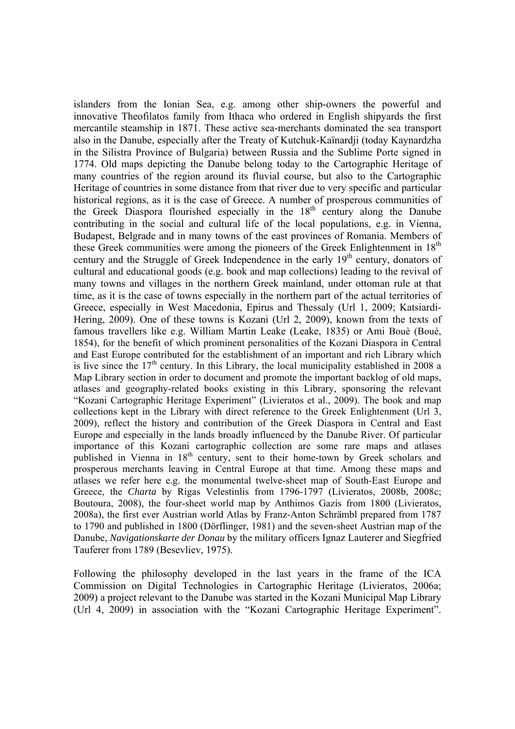islanders from the Ionian Sea, e.g. among other ship-owners the powerful and innovative Theofilatos family from Ithaca who ordered in English shipyards the first mercantile steamship in 1871. These active sea-merchants dominated the sea transport also in the Danube, especially after the Treaty of Kutchuk-Kaïnardji (today Kaynardzha in the Silistra Province of Bulgaria) between Russia and the Sublime Porte signed in 1774. Old maps depicting the Danube belong today to the Cartographic Heritage of many countries of the region around its fluvial course, but also to the Cartographic Heritage of countries in some distance from that river due to very specific and particular historical regions, as it is the case of Greece. A number of prosperous communities of the Greek Diaspora flourished especially in the 18th century along the Danube contributing in the social and cultural life of the local populations, e.g. in Vienna, Budapest, Belgrade and in many towns of the east provinces of Romania. Members of these Greek communities were among the pioneers of the Greek Enlightenment in 18th century and the Struggle of Greek Independence in the early 19th century, donators of cultural and educational goods (e.g. book and map collections) leading to the revival of many towns and villages in the northern Greek mainland, under ottoman rule at that time, as it is the case of towns especially in the northern part of the actual territories of Greece, especially in West Macedonia, Epirus and Thessaly (Url 1, 2009; Katsiardi-Hering, 2009). One of these towns is Kozani (Url 2, 2009), known from the texts of famous travellers like e.g. William Martin Leake (Leake, 1835) or Ami Bouè (Bouè, 1854), for the benefit of which prominent personalities of the Kozani Diaspora in Central and East Europe contributed for the establishment of an important and rich Library which is live since the 17th century. In this Library, the local municipality established in 2008 a Map Library section in order to document and promote the important backlog of old maps, atlases and geography-related books existing in this Library, sponsoring the relevant "Kozani Cartographic Heritage Experiment" (Livieratos et al., 2009). The book and map collections kept in the Library with direct reference to the Greek Enlightenment (Url 3, 2009), reflect the history and contribution of the Greek Diaspora in Central and East Europe and especially in the lands broadly influenced by the Danube River. Of particular importance of this Kozani cartographic collection are some rare maps and atlases published in Vienna in 18th century, sent to their home-town by Greek scholars and prosperous merchants leaving in Central Europe at that time. Among these maps and atlases we refer here e.g. the monumental twelve-sheet map of South-East Europe and Greece, the *Charta* by Rigas Velestinlis from 1796-1797 (Livieratos, 2008b, 2008c; Boutoura, 2008), the four-sheet world map by Anthimos Gazis from 1800 (Livieratos, 2008a), the first ever Austrian world Atlas by Franz-Anton Schrämbl prepared from 1787 to 1790 and published in 1800 (Dörflinger, 1981) and the seven-sheet Austrian map of the Danube, *Navigationskarte der Donau* by the military officers Ignaz Lauterer and Siegfried Tauferer from 1789 (Besevliev, 1975).

Following the philosophy developed in the last years in the frame of the ICA Commission on Digital Technologies in Cartographic Heritage (Livieratos, 2006a; 2009) a project relevant to the Danube was started in the Kozani Municipal Map Library (Url 4, 2009) in association with the "Kozani Cartographic Heritage Experiment".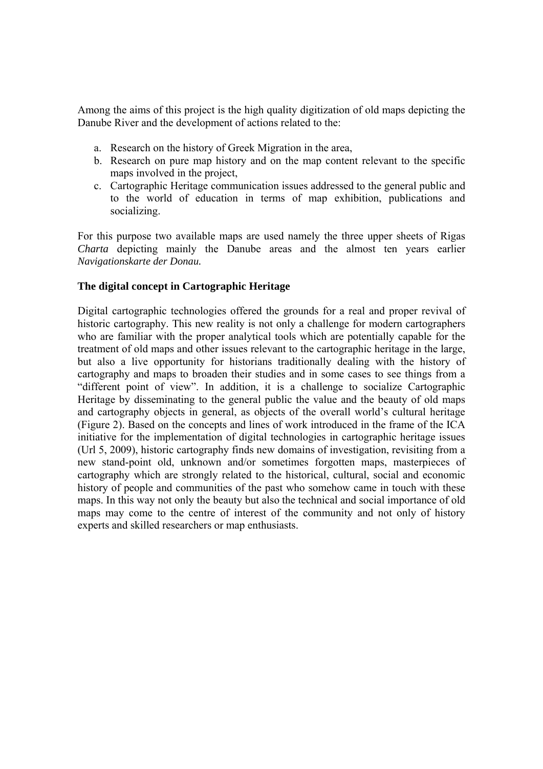Among the aims of this project is the high quality digitization of old maps depicting the Danube River and the development of actions related to the:

a. Research on the history of Greek Migration in the area,
b. Research on pure map history and on the map content relevant to the specific maps involved in the project,
c. Cartographic Heritage communication issues addressed to the general public and to the world of education in terms of map exhibition, publications and socializing.

For this purpose two available maps are used namely the three upper sheets of Rigas *Charta* depicting mainly the Danube areas and the almost ten years earlier *Navigationskarte der Donau.*

**The digital concept in Cartographic Heritage**

Digital cartographic technologies offered the grounds for a real and proper revival of historic cartography. This new reality is not only a challenge for modern cartographers who are familiar with the proper analytical tools which are potentially capable for the treatment of old maps and other issues relevant to the cartographic heritage in the large, but also a live opportunity for historians traditionally dealing with the history of cartography and maps to broaden their studies and in some cases to see things from a "different point of view". In addition, it is a challenge to socialize Cartographic Heritage by disseminating to the general public the value and the beauty of old maps and cartography objects in general, as objects of the overall world's cultural heritage (Figure 2). Based on the concepts and lines of work introduced in the frame of the ICA initiative for the implementation of digital technologies in cartographic heritage issues (Url 5, 2009), historic cartography finds new domains of investigation, revisiting from a new stand-point old, unknown and/or sometimes forgotten maps, masterpieces of cartography which are strongly related to the historical, cultural, social and economic history of people and communities of the past who somehow came in touch with these maps. In this way not only the beauty but also the technical and social importance of old maps may come to the centre of interest of the community and not only of history experts and skilled researchers or map enthusiasts.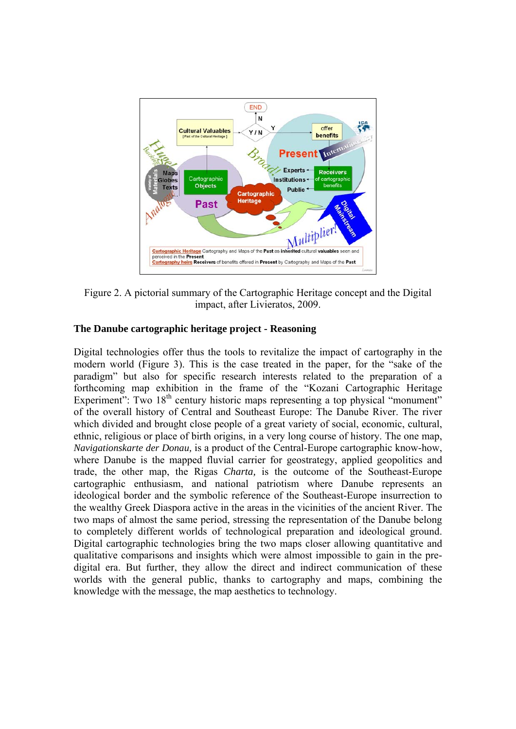Figure 2. A pictorial summary of the Cartographic Heritage concept and the Digital impact, after Livieratos, 2009.

**The Danube cartographic heritage project - Reasoning**

Digital technologies offer thus the tools to revitalize the impact of cartography in the modern world (Figure 3). This is the case treated in the paper, for the "sake of the paradigm" but also for specific research interests related to the preparation of a forthcoming map exhibition in the frame of the "Kozani Cartographic Heritage Experiment": Two 18th century historic maps representing a top physical "monument" of the overall history of Central and Southeast Europe: The Danube River. The river which divided and brought close people of a great variety of social, economic, cultural, ethnic, religious or place of birth origins, in a very long course of history. The one map, *Navigationskarte der Donau,* is a product of the Central-Europe cartographic know-how, where Danube is the mapped fluvial carrier for geostrategy, applied geopolitics and trade, the other map, the Rigas *Charta,* is the outcome of the Southeast-Europe cartographic enthusiasm, and national patriotism where Danube represents an ideological border and the symbolic reference of the Southeast-Europe insurrection to the wealthy Greek Diaspora active in the areas in the vicinities of the ancient River. The two maps of almost the same period, stressing the representation of the Danube belong to completely different worlds of technological preparation and ideological ground. Digital cartographic technologies bring the two maps closer allowing quantitative and qualitative comparisons and insights which were almost impossible to gain in the pre-digital era. But further, they allow the direct and indirect communication of these worlds with the general public, thanks to cartography and maps, combining the knowledge with the message, the map aesthetics to technology.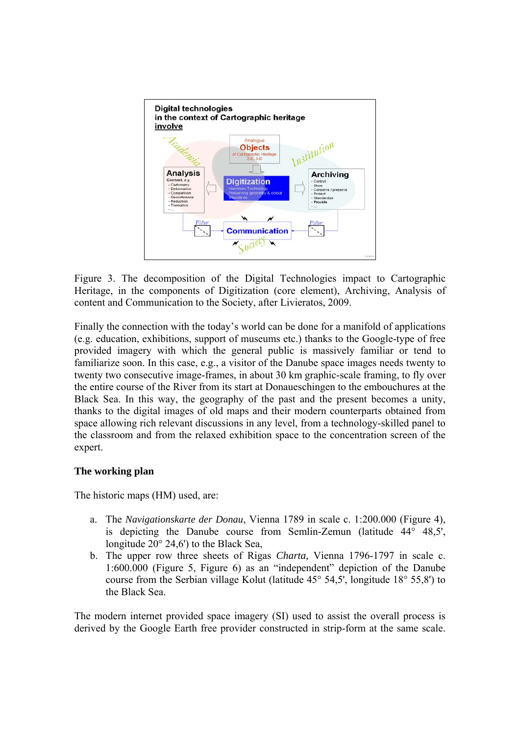Figure 3. The decomposition of the Digital Technologies impact to Cartographic Heritage, in the components of Digitization (core element), Archiving, Analysis of content and Communication to the Society, after Livieratos, 2009.

Finally the connection with the today's world can be done for a manifold of applications (e.g. education, exhibitions, support of museums etc.) thanks to the Google-type of free provided imagery with which the general public is massively familiar or tend to familiarize soon. In this case, e.g., a visitor of the Danube space images needs twenty to twenty two consecutive image-frames, in about 30 km graphic-scale framing, to fly over the entire course of the River from its start at Donaueschingen to the embouchures at the Black Sea. In this way, the geography of the past and the present becomes a unity, thanks to the digital images of old maps and their modern counterparts obtained from space allowing rich relevant discussions in any level, from a technology-skilled panel to the classroom and from the relaxed exhibition space to the concentration screen of the expert.

**The working plan**

The historic maps (HM) used, are:

a. The *Navigationskarte der Donau*, Vienna 1789 in scale c. 1:200.000 (Figure 4), is depicting the Danube course from Semlin-Zemun (latitude 44° 48,5', longitude 20° 24,6') to the Black Sea,
b. The upper row three sheets of Rigas *Charta,* Vienna 1796-1797 in scale c. 1:600.000 (Figure 5, Figure 6) as an "independent" depiction of the Danube course from the Serbian village Kolut (latitude 45° 54,5', longitude 18° 55,8') to the Black Sea.

The modern internet provided space imagery (SI) used to assist the overall process is derived by the Google Earth free provider constructed in strip-form at the same scale.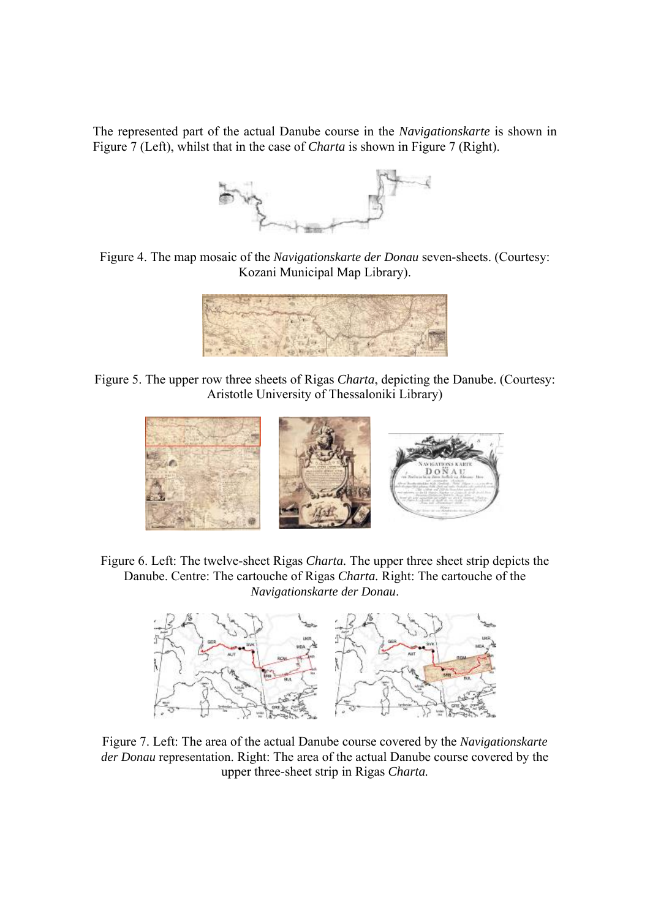The represented part of the actual Danube course in the *Navigationskarte* is shown in Figure 7 (Left), whilst that in the case of *Charta* is shown in Figure 7 (Right).

Figure 4. The map mosaic of the *Navigationskarte der Donau* seven-sheets. (Courtesy: Kozani Municipal Map Library).

Figure 5. The upper row three sheets of Rigas *Charta*, depicting the Danube. (Courtesy: Aristotle University of Thessaloniki Library)

Figure 6. Left: The twelve-sheet Rigas *Charta.* The upper three sheet strip depicts the Danube. Centre: The cartouche of Rigas *Charta.* Right: The cartouche of the *Navigationskarte der Donau*.

Figure 7. Left: The area of the actual Danube course covered by the *Navigationskarte der Donau* representation. Right: The area of the actual Danube course covered by the upper three-sheet strip in Rigas *Charta.*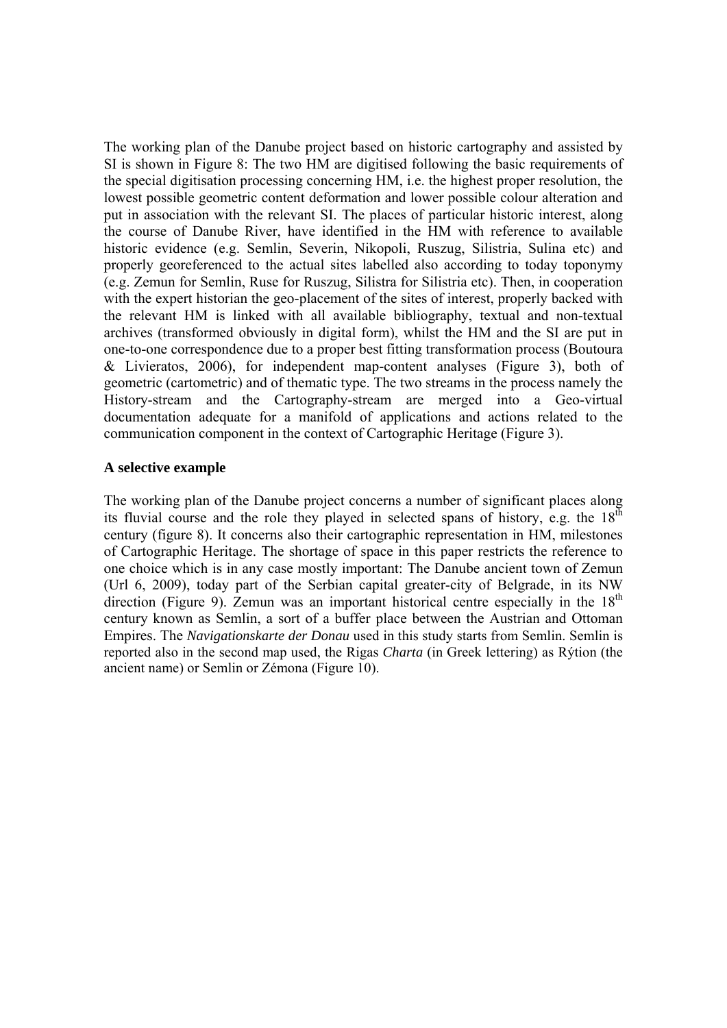The working plan of the Danube project based on historic cartography and assisted by SI is shown in Figure 8: The two HM are digitised following the basic requirements of the special digitisation processing concerning HM, i.e. the highest proper resolution, the lowest possible geometric content deformation and lower possible colour alteration and put in association with the relevant SI. The places of particular historic interest, along the course of Danube River, have identified in the HM with reference to available historic evidence (e.g. Semlin, Severin, Nikopoli, Ruszug, Silistria, Sulina etc) and properly georeferenced to the actual sites labelled also according to today toponymy (e.g. Zemun for Semlin, Ruse for Ruszug, Silistra for Silistria etc). Then, in cooperation with the expert historian the geo-placement of the sites of interest, properly backed with the relevant HM is linked with all available bibliography, textual and non-textual archives (transformed obviously in digital form), whilst the HM and the SI are put in one-to-one correspondence due to a proper best fitting transformation process (Boutoura & Livieratos, 2006), for independent map-content analyses (Figure 3), both of geometric (cartometric) and of thematic type. The two streams in the process namely the History-stream and the Cartography-stream are merged into a Geo-virtual documentation adequate for a manifold of applications and actions related to the communication component in the context of Cartographic Heritage (Figure 3).

### A selective example

The working plan of the Danube project concerns a number of significant places along its fluvial course and the role they played in selected spans of history, e.g. the 18th century (figure 8). It concerns also their cartographic representation in HM, milestones of Cartographic Heritage. The shortage of space in this paper restricts the reference to one choice which is in any case mostly important: The Danube ancient town of Zemun (Url 6, 2009), today part of the Serbian capital greater-city of Belgrade, in its NW direction (Figure 9). Zemun was an important historical centre especially in the 18th century known as Semlin, a sort of a buffer place between the Austrian and Ottoman Empires. The *Navigationskarte der Donau* used in this study starts from Semlin. Semlin is reported also in the second map used, the Rigas *Charta* (in Greek lettering) as Rýtion (the ancient name) or Semlin or Zémona (Figure 10).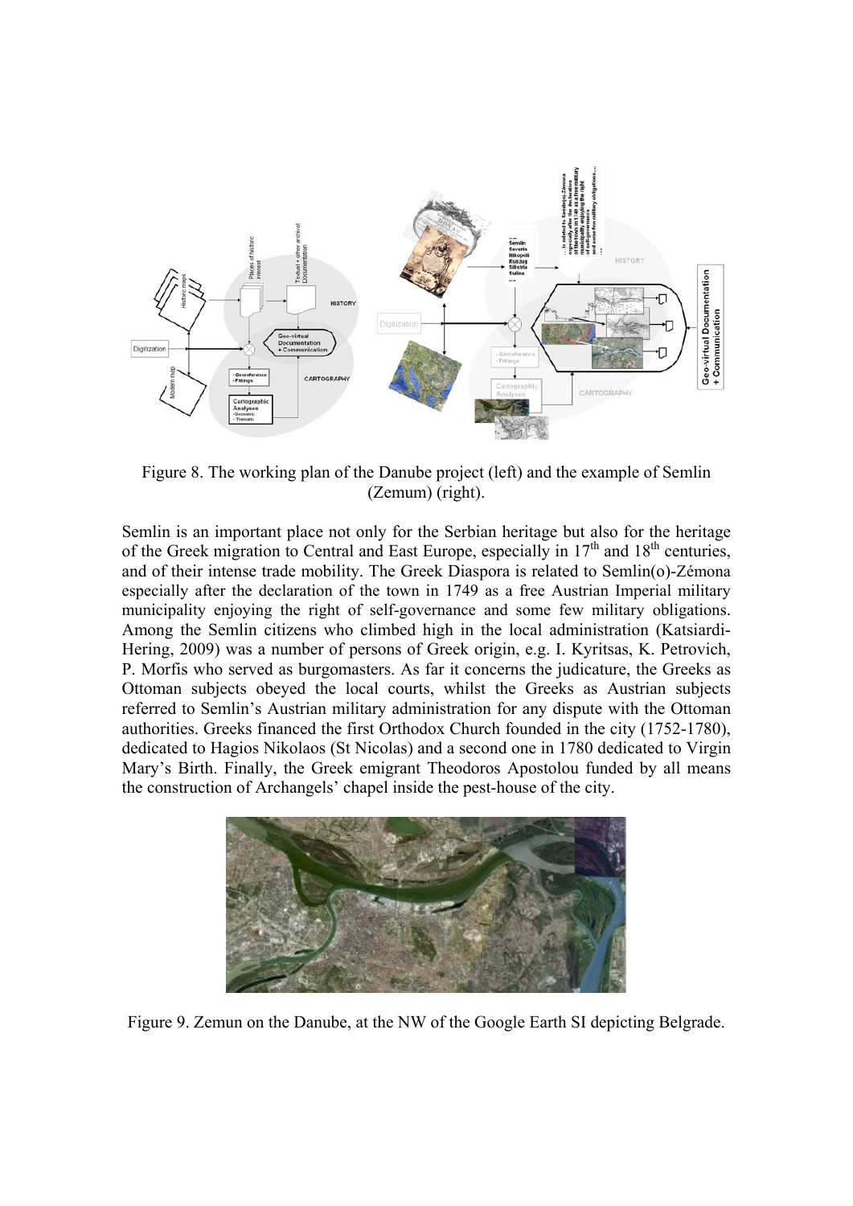Figure 8. The working plan of the Danube project (left) and the example of Semlin (Zemum) (right).

Semlin is an important place not only for the Serbian heritage but also for the heritage of the Greek migration to Central and East Europe, especially in 17th and 18th centuries, and of their intense trade mobility. The Greek Diaspora is related to Semlin(o)-Zémona especially after the declaration of the town in 1749 as a free Austrian Imperial military municipality enjoying the right of self-governance and some few military obligations. Among the Semlin citizens who climbed high in the local administration (Katsiardi-Hering, 2009) was a number of persons of Greek origin, e.g. I. Kyritsas, K. Petrovich, P. Morfis who served as burgomasters. As far it concerns the judicature, the Greeks as Ottoman subjects obeyed the local courts, whilst the Greeks as Austrian subjects referred to Semlin's Austrian military administration for any dispute with the Ottoman authorities. Greeks financed the first Orthodox Church founded in the city (1752-1780), dedicated to Hagios Nikolaos (St Nicolas) and a second one in 1780 dedicated to Virgin Mary's Birth. Finally, the Greek emigrant Theodoros Apostolou funded by all means the construction of Archangels' chapel inside the pest-house of the city.

Figure 9. Zemun on the Danube, at the NW of the Google Earth SI depicting Belgrade.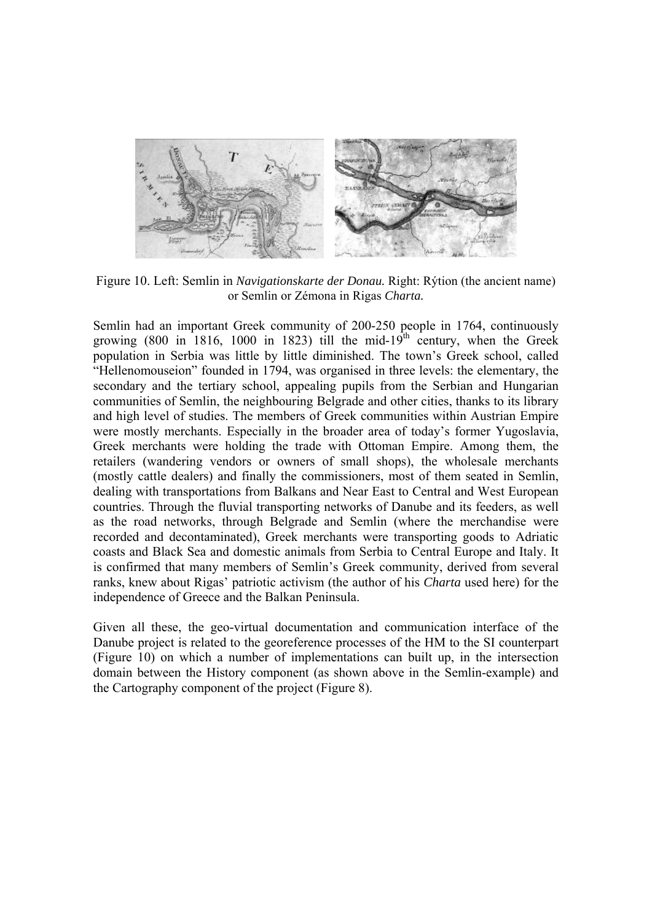Figure 10. Left: Semlin in *Navigationskarte der Donau.* Right: Rýtion (the ancient name) or Semlin or Zémona in Rigas *Charta.*

Semlin had an important Greek community of 200-250 people in 1764, continuously growing (800 in 1816, 1000 in 1823) till the mid-19th century, when the Greek population in Serbia was little by little diminished. The town's Greek school, called "Hellenomouseion" founded in 1794, was organised in three levels: the elementary, the secondary and the tertiary school, appealing pupils from the Serbian and Hungarian communities of Semlin, the neighbouring Belgrade and other cities, thanks to its library and high level of studies. The members of Greek communities within Austrian Empire were mostly merchants. Especially in the broader area of today's former Yugoslavia, Greek merchants were holding the trade with Ottoman Empire. Among them, the retailers (wandering vendors or owners of small shops), the wholesale merchants (mostly cattle dealers) and finally the commissioners, most of them seated in Semlin, dealing with transportations from Balkans and Near East to Central and West European countries. Through the fluvial transporting networks of Danube and its feeders, as well as the road networks, through Belgrade and Semlin (where the merchandise were recorded and decontaminated), Greek merchants were transporting goods to Adriatic coasts and Black Sea and domestic animals from Serbia to Central Europe and Italy. It is confirmed that many members of Semlin's Greek community, derived from several ranks, knew about Rigas' patriotic activism (the author of his *Charta* used here) for the independence of Greece and the Balkan Peninsula.

Given all these, the geo-virtual documentation and communication interface of the Danube project is related to the georeference processes of the HM to the SI counterpart (Figure 10) on which a number of implementations can built up, in the intersection domain between the History component (as shown above in the Semlin-example) and the Cartography component of the project (Figure 8).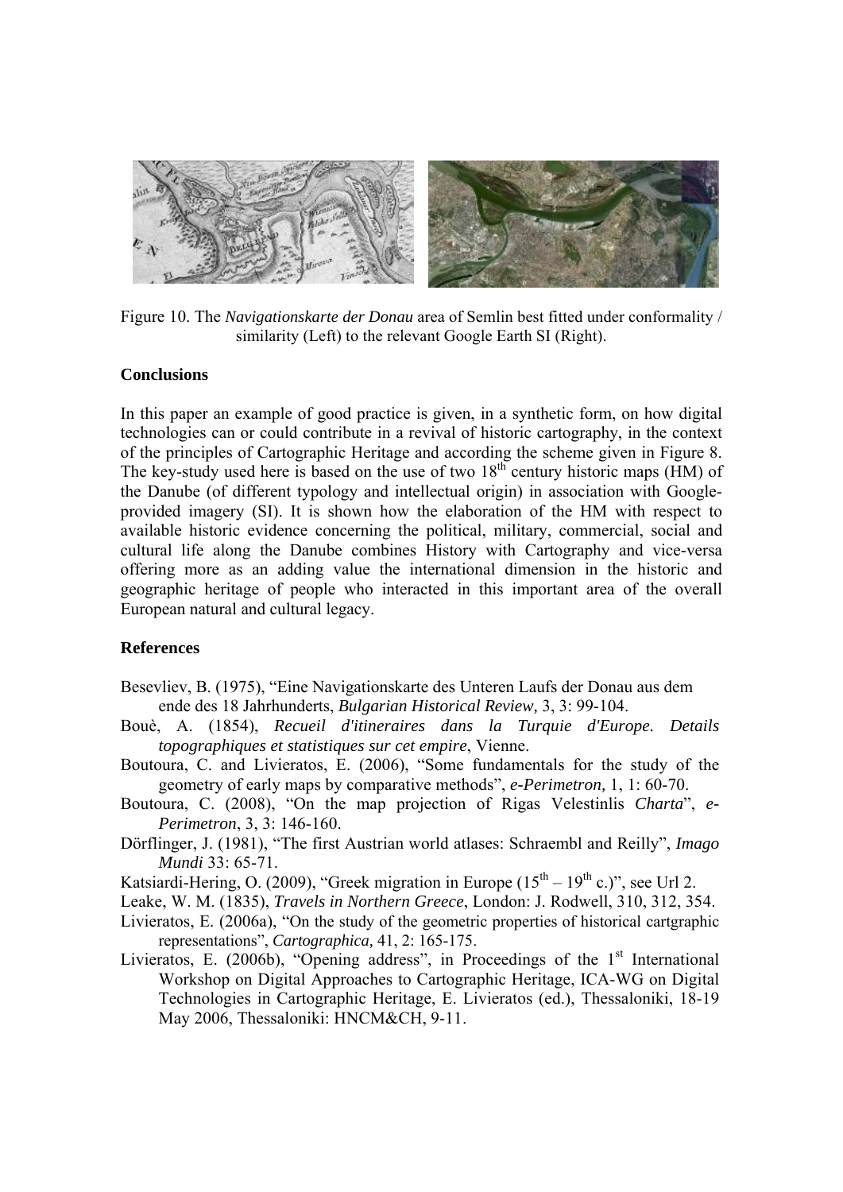Figure 10. The *Navigationskarte der Donau* area of Semlin best fitted under conformality / similarity (Left) to the relevant Google Earth SI (Right).

## Conclusions

In this paper an example of good practice is given, in a synthetic form, on how digital technologies can or could contribute in a revival of historic cartography, in the context of the principles of Cartographic Heritage and according the scheme given in Figure 8. The key-study used here is based on the use of two 18th century historic maps (HM) of the Danube (of different typology and intellectual origin) in association with Google-provided imagery (SI). It is shown how the elaboration of the HM with respect to available historic evidence concerning the political, military, commercial, social and cultural life along the Danube combines History with Cartography and vice-versa offering more as an adding value the international dimension in the historic and geographic heritage of people who interacted in this important area of the overall European natural and cultural legacy.

## References

Besevliev, B. (1975), "Eine Navigationskarte des Unteren Laufs der Donau aus dem ende des 18 Jahrhunderts, *Bulgarian Historical Review,* 3, 3: 99-104.

Bouè, A. (1854), *Recueil d'itineraires dans la Turquie d'Europe. Details topographiques et statistiques sur cet empire*, Vienne.

Boutoura, C. and Livieratos, E. (2006), "Some fundamentals for the study of the geometry of early maps by comparative methods", *e-Perimetron,* 1, 1: 60-70.

Boutoura, C. (2008), "On the map projection of Rigas Velestinlis *Charta*", *e-Perimetron*, 3, 3: 146-160.

Dörflinger, J. (1981), "The first Austrian world atlases: Schraembl and Reilly", *Imago Mundi* 33: 65-71.

Katsiardi-Hering, O. (2009), "Greek migration in Europe (15th – 19th c.)", see Url 2.

Leake, W. M. (1835), *Travels in Northern Greece*, London: J. Rodwell, 310, 312, 354.

Livieratos, E. (2006a), "On the study of the geometric properties of historical cartgraphic representations", *Cartographica,* 41, 2: 165-175.

Livieratos, E. (2006b), "Opening address", in Proceedings of the 1st International Workshop on Digital Approaches to Cartographic Heritage, ICA-WG on Digital Technologies in Cartographic Heritage, E. Livieratos (ed.), Thessaloniki, 18-19 May 2006, Thessaloniki: HNCM&CH, 9-11.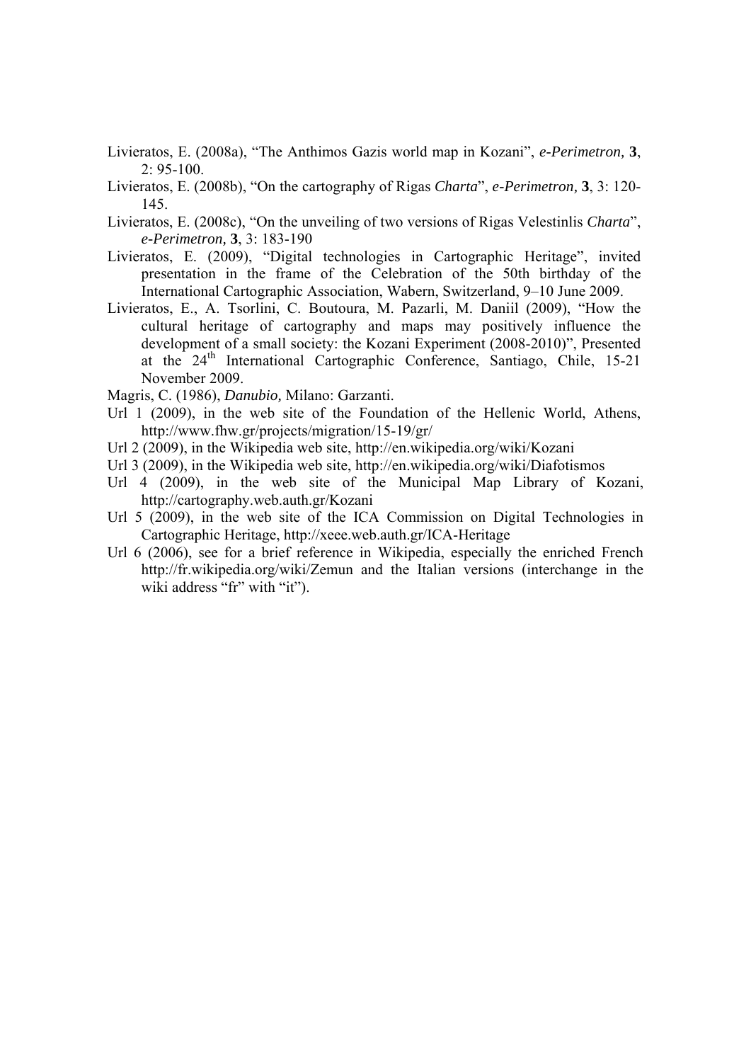Livieratos, E. (2008a), “The Anthimos Gazis world map in Kozani”, *e-Perimetron,* **3**, 2: 95-100.

Livieratos, E. (2008b), “On the cartography of Rigas *Charta*”, *e-Perimetron,* **3**, 3: 120-145.

Livieratos, E. (2008c), “On the unveiling of two versions of Rigas Velestinlis *Charta*”, *e-Perimetron,* **3**, 3: 183-190

Livieratos, E. (2009), “Digital technologies in Cartographic Heritage”, invited presentation in the frame of the Celebration of the 50th birthday of the International Cartographic Association, Wabern, Switzerland, 9–10 June 2009.

Livieratos, E., A. Tsorlini, C. Boutoura, M. Pazarli, M. Daniil (2009), “How the cultural heritage of cartography and maps may positively influence the development of a small society: the Kozani Experiment (2008-2010)”, Presented at the 24th International Cartographic Conference, Santiago, Chile, 15-21 November 2009.

Magris, C. (1986), *Danubio,* Milano: Garzanti.

Url 1 (2009), in the web site of the Foundation of the Hellenic World, Athens, http://www.fhw.gr/projects/migration/15-19/gr/

Url 2 (2009), in the Wikipedia web site, http://en.wikipedia.org/wiki/Kozani

Url 3 (2009), in the Wikipedia web site, http://en.wikipedia.org/wiki/Diafotismos

Url 4 (2009), in the web site of the Municipal Map Library of Kozani, http://cartography.web.auth.gr/Kozani

Url 5 (2009), in the web site of the ICA Commission on Digital Technologies in Cartographic Heritage, http://xeee.web.auth.gr/ICA-Heritage

Url 6 (2006), see for a brief reference in Wikipedia, especially the enriched French http://fr.wikipedia.org/wiki/Zemun and the Italian versions (interchange in the wiki address “fr” with “it”).